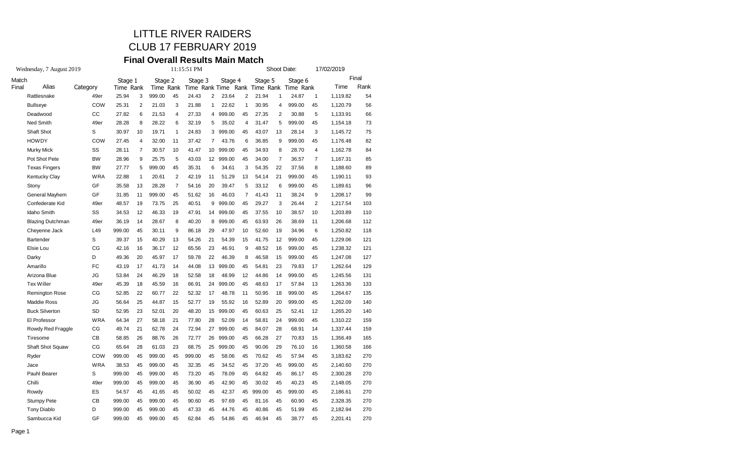# LITTLE RIVER RAIDERS

# CLUB 17 FEBRUARY 2019

## Final Overall Results Main Match

Wednesday, 7 August 2019 11:15:51 PM Shoot Date: 17/02/2019

| Match Final | Alias | Category | Stage 1 Time | Stage 1 Rank | Stage 2 Time | Stage 2 Rank | Stage 3 Time | Stage 3 Rank | Stage 4 Time | Stage 4 Rank | Stage 5 Time | Stage 5 Rank | Stage 6 Time | Stage 6 Rank | Final Time | Final Rank |
|---|---|---|---|---|---|---|---|---|---|---|---|---|---|---|---|---|
| | Rattlesnake | 49er | 25.94 | 3 | 999.00 | 45 | 24.43 | 2 | 23.64 | 2 | 21.94 | 1 | 24.87 | 1 | 1,119.82 | 54 |
| | Bullseye | COW | 25.31 | 2 | 21.03 | 3 | 21.88 | 1 | 22.62 | 1 | 30.95 | 4 | 999.00 | 45 | 1,120.79 | 56 |
| | Deadwood | CC | 27.82 | 6 | 21.53 | 4 | 27.33 | 4 | 999.00 | 45 | 27.35 | 2 | 30.88 | 5 | 1,133.91 | 66 |
| | Ned Smith | 49er | 28.28 | 8 | 28.22 | 6 | 32.19 | 5 | 35.02 | 4 | 31.47 | 5 | 999.00 | 45 | 1,154.18 | 73 |
| | Shaft Shot | S | 30.97 | 10 | 19.71 | 1 | 24.83 | 3 | 999.00 | 45 | 43.07 | 13 | 28.14 | 3 | 1,145.72 | 75 |
| | HOWDY | COW | 27.45 | 4 | 32.00 | 11 | 37.42 | 7 | 43.76 | 6 | 36.85 | 9 | 999.00 | 45 | 1,176.48 | 82 |
| | Murky Mick | SS | 28.11 | 7 | 30.57 | 10 | 41.47 | 10 | 999.00 | 45 | 34.93 | 8 | 28.70 | 4 | 1,162.78 | 84 |
| | Pot Shot Pete | BW | 28.96 | 9 | 25.75 | 5 | 43.03 | 12 | 999.00 | 45 | 34.00 | 7 | 36.57 | 7 | 1,167.31 | 85 |
| | Texas Fingers | BW | 27.77 | 5 | 999.00 | 45 | 35.31 | 6 | 34.61 | 3 | 54.35 | 22 | 37.56 | 8 | 1,188.60 | 89 |
| | Kentucky Clay | WRA | 22.88 | 1 | 20.61 | 2 | 42.19 | 11 | 51.29 | 13 | 54.14 | 21 | 999.00 | 45 | 1,190.11 | 93 |
| | Stony | GF | 35.58 | 13 | 28.28 | 7 | 54.16 | 20 | 39.47 | 5 | 33.12 | 6 | 999.00 | 45 | 1,189.61 | 96 |
| | General Mayhem | GF | 31.85 | 11 | 999.00 | 45 | 51.62 | 16 | 46.03 | 7 | 41.43 | 11 | 38.24 | 9 | 1,208.17 | 99 |
| | Confederate Kid | 49er | 48.57 | 19 | 73.75 | 25 | 40.51 | 9 | 999.00 | 45 | 29.27 | 3 | 26.44 | 2 | 1,217.54 | 103 |
| | Idaho Smith | SS | 34.53 | 12 | 46.33 | 19 | 47.91 | 14 | 999.00 | 45 | 37.55 | 10 | 38.57 | 10 | 1,203.89 | 110 |
| | Blazing Dutchman | 49er | 36.19 | 14 | 28.67 | 8 | 40.20 | 8 | 999.00 | 45 | 63.93 | 26 | 38.69 | 11 | 1,206.68 | 112 |
| | Cheyenne Jack | L49 | 999.00 | 45 | 30.11 | 9 | 86.18 | 29 | 47.97 | 10 | 52.60 | 19 | 34.96 | 6 | 1,250.82 | 118 |
| | Bartender | S | 39.37 | 15 | 40.29 | 13 | 54.26 | 21 | 54.39 | 15 | 41.75 | 12 | 999.00 | 45 | 1,229.06 | 121 |
| | Elsie Lou | CG | 42.16 | 16 | 36.17 | 12 | 65.56 | 23 | 46.91 | 9 | 48.52 | 16 | 999.00 | 45 | 1,238.32 | 121 |
| | Darky | D | 49.36 | 20 | 45.97 | 17 | 59.78 | 22 | 46.39 | 8 | 46.58 | 15 | 999.00 | 45 | 1,247.08 | 127 |
| | Amarillo | FC | 43.19 | 17 | 41.73 | 14 | 44.08 | 13 | 999.00 | 45 | 54.81 | 23 | 79.83 | 17 | 1,262.64 | 129 |
| | Arizona Blue | JG | 53.84 | 24 | 46.29 | 18 | 52.58 | 18 | 48.99 | 12 | 44.86 | 14 | 999.00 | 45 | 1,245.56 | 131 |
| | Tex Willer | 49er | 45.39 | 18 | 45.59 | 16 | 66.91 | 24 | 999.00 | 45 | 48.63 | 17 | 57.84 | 13 | 1,263.36 | 133 |
| | Remington Rose | CG | 52.85 | 22 | 60.77 | 22 | 52.32 | 17 | 48.78 | 11 | 50.95 | 18 | 999.00 | 45 | 1,264.67 | 135 |
| | Maddie Ross | JG | 56.64 | 25 | 44.87 | 15 | 52.77 | 19 | 55.92 | 16 | 52.89 | 20 | 999.00 | 45 | 1,262.09 | 140 |
| | Buck Silverton | SD | 52.95 | 23 | 52.01 | 20 | 48.20 | 15 | 999.00 | 45 | 60.63 | 25 | 52.41 | 12 | 1,265.20 | 140 |
| | El Professor | WRA | 64.34 | 27 | 58.18 | 21 | 77.80 | 28 | 52.09 | 14 | 58.81 | 24 | 999.00 | 45 | 1,310.22 | 159 |
| | Rowdy Red Fraggle | CG | 49.74 | 21 | 62.78 | 24 | 72.94 | 27 | 999.00 | 45 | 84.07 | 28 | 68.91 | 14 | 1,337.44 | 159 |
| | Tiresome | CB | 58.85 | 26 | 88.76 | 26 | 72.77 | 26 | 999.00 | 45 | 66.28 | 27 | 70.83 | 15 | 1,356.49 | 165 |
| | Shaft Shot Squaw | CG | 65.64 | 28 | 61.03 | 23 | 68.75 | 25 | 999.00 | 45 | 90.06 | 29 | 76.10 | 16 | 1,360.58 | 166 |
| | Ryder | COW | 999.00 | 45 | 999.00 | 45 | 999.00 | 45 | 58.06 | 45 | 70.62 | 45 | 57.94 | 45 | 3,183.62 | 270 |
| | Jace | WRA | 38.53 | 45 | 999.00 | 45 | 32.35 | 45 | 34.52 | 45 | 37.20 | 45 | 999.00 | 45 | 2,140.60 | 270 |
| | Pauhl Bearer | S | 999.00 | 45 | 999.00 | 45 | 73.20 | 45 | 78.09 | 45 | 64.82 | 45 | 86.17 | 45 | 2,300.28 | 270 |
| | Chilli | 49er | 999.00 | 45 | 999.00 | 45 | 36.90 | 45 | 42.90 | 45 | 30.02 | 45 | 40.23 | 45 | 2,148.05 | 270 |
| | Rowdy | ES | 54.57 | 45 | 41.65 | 45 | 50.02 | 45 | 42.37 | 45 | 999.00 | 45 | 999.00 | 45 | 2,186.61 | 270 |
| | Stumpy Pete | CB | 999.00 | 45 | 999.00 | 45 | 90.60 | 45 | 97.69 | 45 | 81.16 | 45 | 60.90 | 45 | 2,328.35 | 270 |
| | Tony Diablo | D | 999.00 | 45 | 999.00 | 45 | 47.33 | 45 | 44.76 | 45 | 40.86 | 45 | 51.99 | 45 | 2,182.94 | 270 |
| | Sambucca Kid | GF | 999.00 | 45 | 999.00 | 45 | 62.84 | 45 | 54.86 | 45 | 46.94 | 45 | 38.77 | 45 | 2,201.41 | 270 |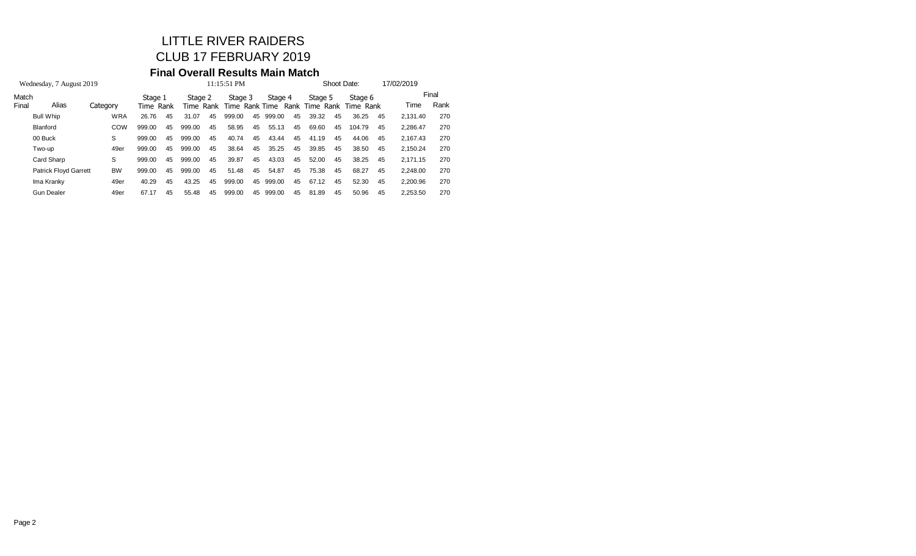# LITTLE RIVER RAIDERS

# CLUB 17 FEBRUARY 2019

## Final Overall Results Main Match

Wednesday, 7 August 2019 11:15:51 PM Shoot Date: 17/02/2019

| Match Final | Alias | Category | Stage 1 Time | Stage 1 Rank | Stage 2 Time | Stage 2 Rank | Stage 3 Time | Stage 3 Rank | Stage 4 Time | Stage 4 Rank | Stage 5 Time | Stage 5 Rank | Stage 6 Time | Stage 6 Rank | Final Time | Final Rank |
|---|---|---|---|---|---|---|---|---|---|---|---|---|---|---|---|---|
| | Bull Whip | WRA | 26.76 | 45 | 31.07 | 45 | 999.00 | 45 | 999.00 | 45 | 39.32 | 45 | 36.25 | 45 | 2,131.40 | 270 |
| | Blanford | COW | 999.00 | 45 | 999.00 | 45 | 58.95 | 45 | 55.13 | 45 | 69.60 | 45 | 104.79 | 45 | 2,286.47 | 270 |
| | 00 Buck | S | 999.00 | 45 | 999.00 | 45 | 40.74 | 45 | 43.44 | 45 | 41.19 | 45 | 44.06 | 45 | 2,167.43 | 270 |
| | Two-up | 49er | 999.00 | 45 | 999.00 | 45 | 38.64 | 45 | 35.25 | 45 | 39.85 | 45 | 38.50 | 45 | 2,150.24 | 270 |
| | Card Sharp | S | 999.00 | 45 | 999.00 | 45 | 39.87 | 45 | 43.03 | 45 | 52.00 | 45 | 38.25 | 45 | 2,171.15 | 270 |
| | Patrick Floyd Garrett | BW | 999.00 | 45 | 999.00 | 45 | 51.48 | 45 | 54.87 | 45 | 75.38 | 45 | 68.27 | 45 | 2,248.00 | 270 |
| | Ima Kranky | 49er | 40.29 | 45 | 43.25 | 45 | 999.00 | 45 | 999.00 | 45 | 67.12 | 45 | 52.30 | 45 | 2,200.96 | 270 |
| | Gun Dealer | 49er | 67.17 | 45 | 55.48 | 45 | 999.00 | 45 | 999.00 | 45 | 81.89 | 45 | 50.96 | 45 | 2,253.50 | 270 |